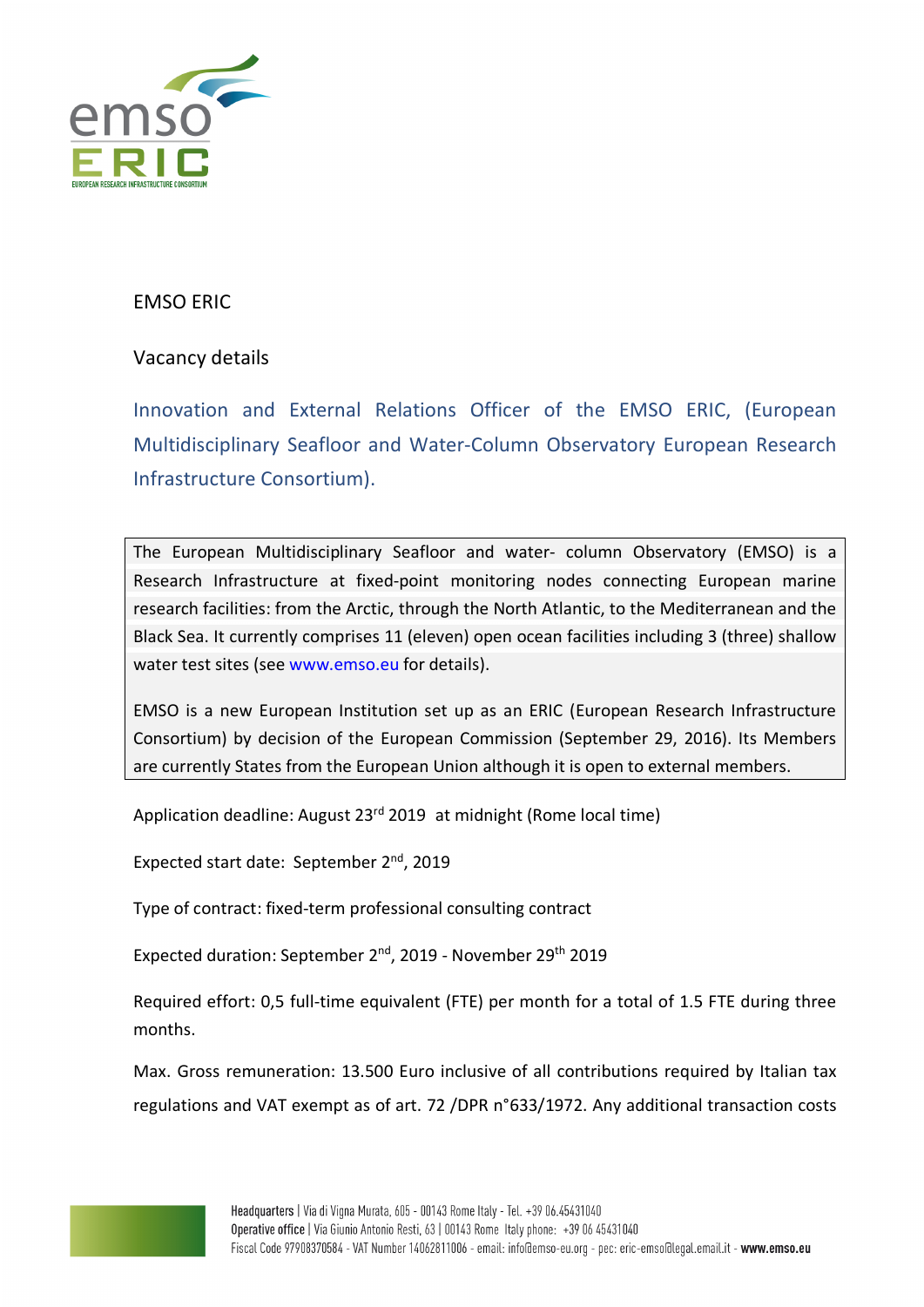EMSO ERIC

Vacancy details

## Innovation and External Relations Officer of the EMSO ERIC, (European Multidisciplinary Seafloor and Water-Column Observatory European Research Infrastructure Consortium).

The European Multidisciplinary Seafloor and water- column Observatory (EMSO) is a Research Infrastructure at fixed-point monitoring nodes connecting European marine research facilities: from the Arctic, through the North Atlantic, to the Mediterranean and the Black Sea. It currently comprises 11 (eleven) open ocean facilities including 3 (three) shallow water test sites (see www.emso.eu for details).

EMSO is a new European Institution set up as an ERIC (European Research Infrastructure Consortium) by decision of the European Commission (September 29, 2016). Its Members are currently States from the European Union although it is open to external members.

Application deadline: August 23rd 2019 at midnight (Rome local time)

Expected start date: September 2nd, 2019

Type of contract: fixed-term professional consulting contract

Expected duration: September 2nd, 2019 - November 29th 2019

Required effort: 0,5 full-time equivalent (FTE) per month for a total of 1.5 FTE during three months.

Max. Gross remuneration: 13.500 Euro inclusive of all contributions required by Italian tax regulations and VAT exempt as of art. 72 /DPR n°633/1972. Any additional transaction costs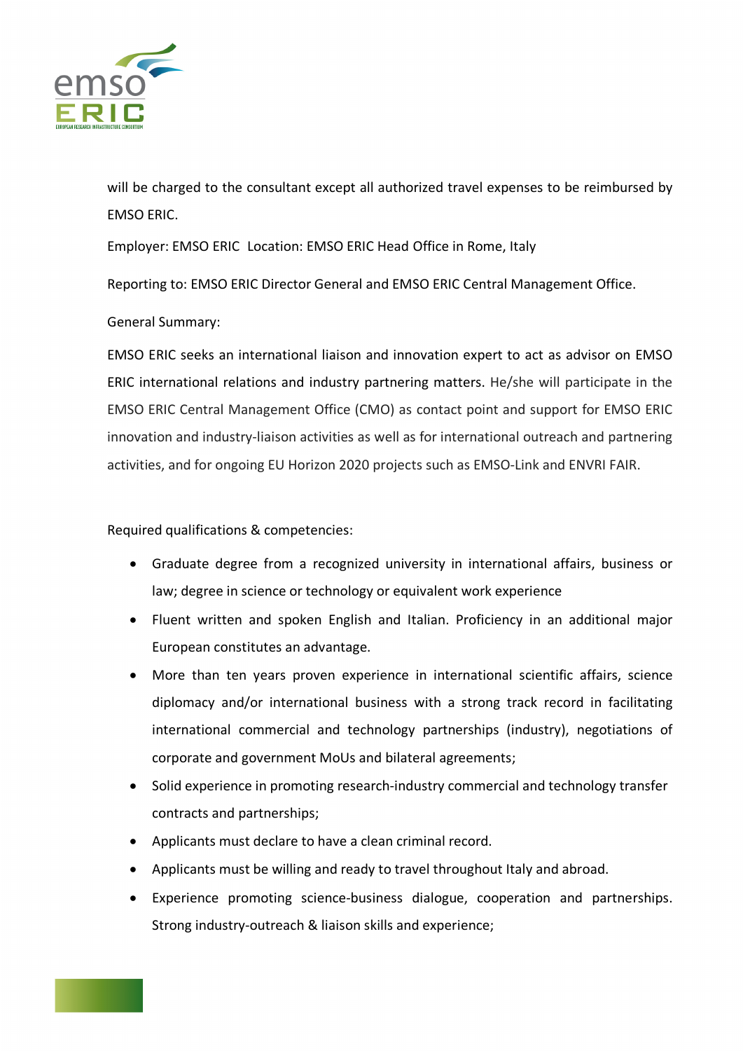will be charged to the consultant except all authorized travel expenses to be reimbursed by EMSO ERIC.

Employer: EMSO ERIC  Location: EMSO ERIC Head Office in Rome, Italy

Reporting to: EMSO ERIC Director General and EMSO ERIC Central Management Office.

General Summary:

EMSO ERIC seeks an international liaison and innovation expert to act as advisor on EMSO ERIC international relations and industry partnering matters. He/she will participate in the EMSO ERIC Central Management Office (CMO) as contact point and support for EMSO ERIC innovation and industry-liaison activities as well as for international outreach and partnering activities, and for ongoing EU Horizon 2020 projects such as EMSO-Link and ENVRI FAIR.

Required qualifications & competencies:

- Graduate degree from a recognized university in international affairs, business or law; degree in science or technology or equivalent work experience
- Fluent written and spoken English and Italian. Proficiency in an additional major European constitutes an advantage.
- More than ten years proven experience in international scientific affairs, science diplomacy and/or international business with a strong track record in facilitating international commercial and technology partnerships (industry), negotiations of corporate and government MoUs and bilateral agreements;
- Solid experience in promoting research-industry commercial and technology transfer contracts and partnerships;
- Applicants must declare to have a clean criminal record.
- Applicants must be willing and ready to travel throughout Italy and abroad.
- Experience promoting science-business dialogue, cooperation and partnerships. Strong industry-outreach & liaison skills and experience;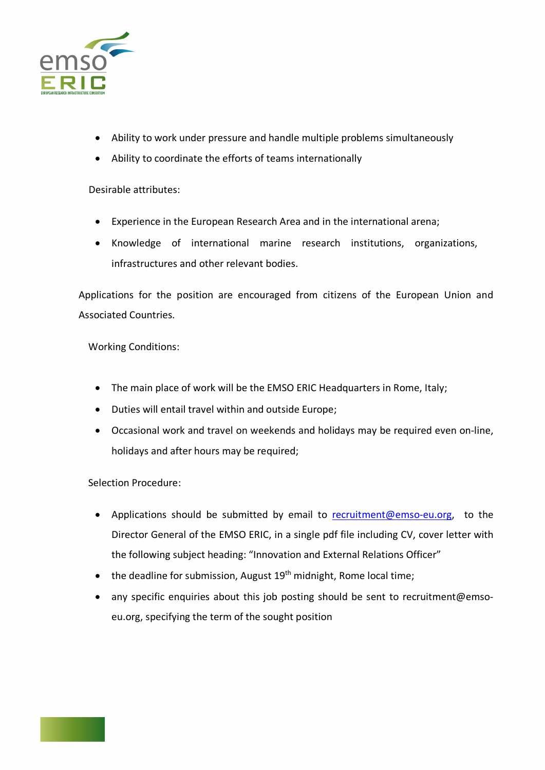- Ability to work under pressure and handle multiple problems simultaneously
- Ability to coordinate the efforts of teams internationally

Desirable attributes:

- Experience in the European Research Area and in the international arena;
- Knowledge of international marine research institutions, organizations, infrastructures and other relevant bodies.

Applications for the position are encouraged from citizens of the European Union and Associated Countries.

Working Conditions:

- The main place of work will be the EMSO ERIC Headquarters in Rome, Italy;
- Duties will entail travel within and outside Europe;
- Occasional work and travel on weekends and holidays may be required even on-line, holidays and after hours may be required;

Selection Procedure:

- Applications should be submitted by email to recruitment@emso-eu.org, to the Director General of the EMSO ERIC, in a single pdf file including CV, cover letter with the following subject heading: "Innovation and External Relations Officer"
- the deadline for submission, August 19th midnight, Rome local time;
- any specific enquiries about this job posting should be sent to recruitment@emso-eu.org, specifying the term of the sought position